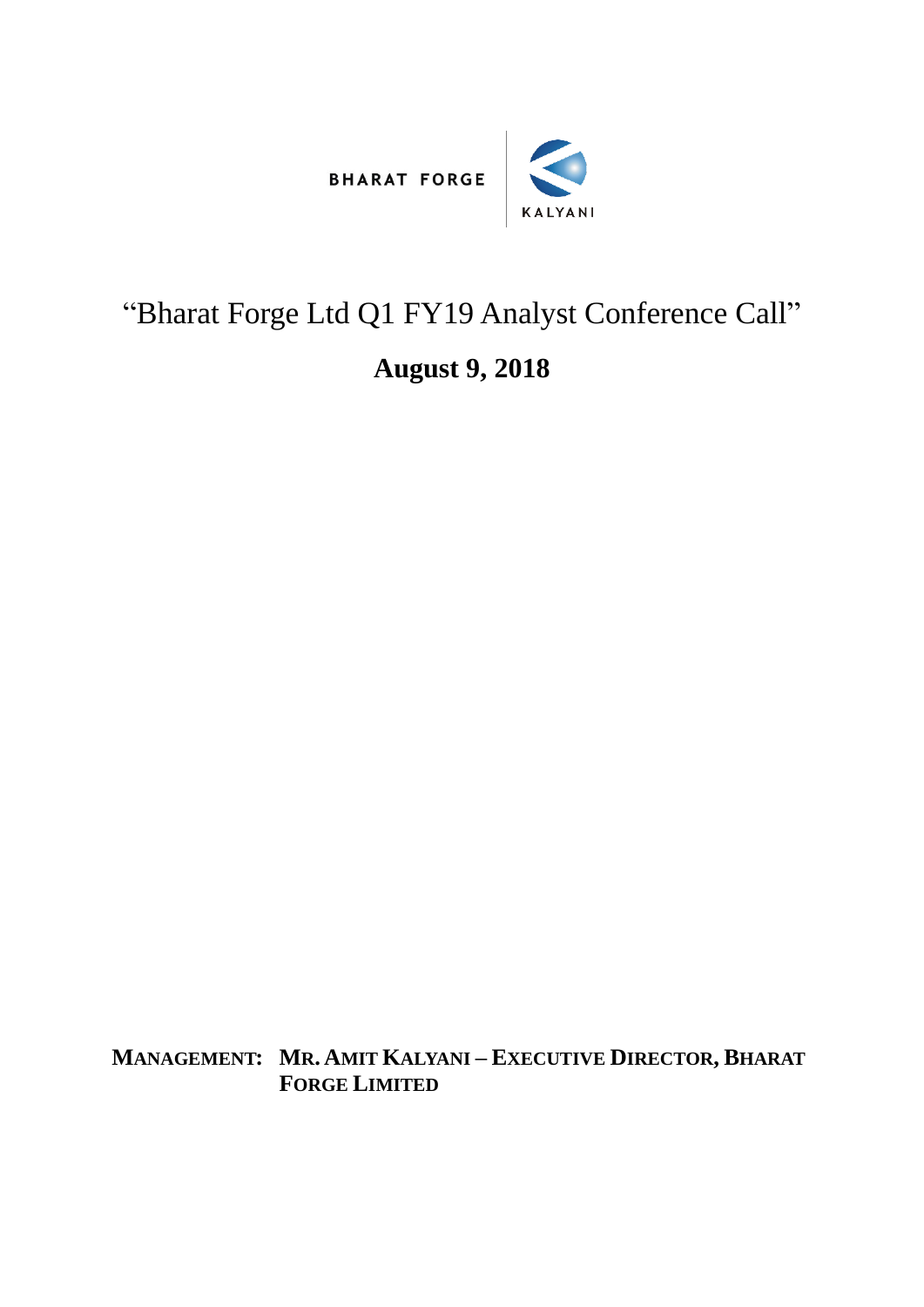BHARAT FORGE | KALYANI

# "Bharat Forge Ltd Q1 FY19 Analyst Conference Call"

## August 9, 2018

**MANAGEMENT: MR. AMIT KALYANI – EXECUTIVE DIRECTOR, BHARAT FORGE LIMITED**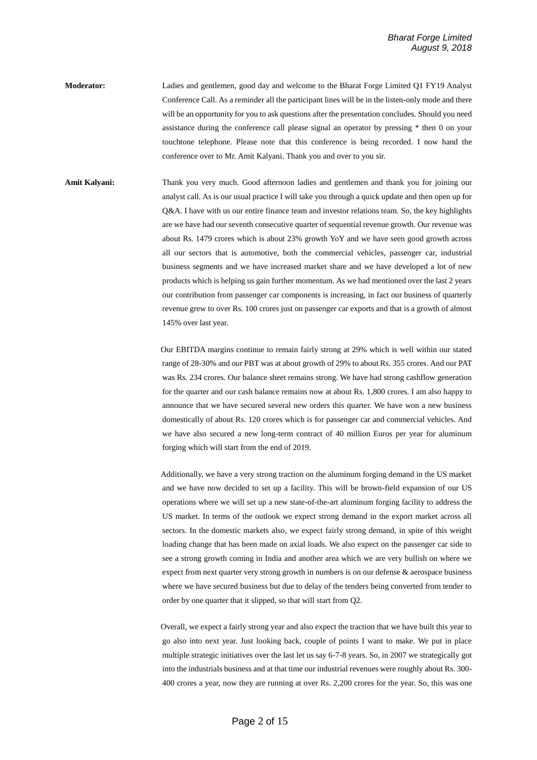**Moderator:** Ladies and gentlemen, good day and welcome to the Bharat Forge Limited Q1 FY19 Analyst Conference Call. As a reminder all the participant lines will be in the listen-only mode and there will be an opportunity for you to ask questions after the presentation concludes. Should you need assistance during the conference call please signal an operator by pressing * then 0 on your touchtone telephone. Please note that this conference is being recorded. I now hand the conference over to Mr. Amit Kalyani. Thank you and over to you sir.

**Amit Kalyani:** Thank you very much. Good afternoon ladies and gentlemen and thank you for joining our analyst call. As is our usual practice I will take you through a quick update and then open up for Q&A. I have with us our entire finance team and investor relations team. So, the key highlights are we have had our seventh consecutive quarter of sequential revenue growth. Our revenue was about Rs. 1479 crores which is about 23% growth YoY and we have seen good growth across all our sectors that is automotive, both the commercial vehicles, passenger car, industrial business segments and we have increased market share and we have developed a lot of new products which is helping us gain further momentum. As we had mentioned over the last 2 years our contribution from passenger car components is increasing, in fact our business of quarterly revenue grew to over Rs. 100 crores just on passenger car exports and that is a growth of almost 145% over last year.

Our EBITDA margins continue to remain fairly strong at 29% which is well within our stated range of 28-30% and our PBT was at about growth of 29% to about Rs. 355 crores. And our PAT was Rs. 234 crores. Our balance sheet remains strong. We have had strong cashflow generation for the quarter and our cash balance remains now at about Rs. 1,800 crores. I am also happy to announce that we have secured several new orders this quarter. We have won a new business domestically of about Rs. 120 crores which is for passenger car and commercial vehicles. And we have also secured a new long-term contract of 40 million Euros per year for aluminum forging which will start from the end of 2019.

Additionally, we have a very strong traction on the aluminum forging demand in the US market and we have now decided to set up a facility. This will be brown-field expansion of our US operations where we will set up a new state-of-the-art aluminum forging facility to address the US market. In terms of the outlook we expect strong demand in the export market across all sectors. In the domestic markets also, we expect fairly strong demand, in spite of this weight loading change that has been made on axial loads. We also expect on the passenger car side to see a strong growth coming in India and another area which we are very bullish on where we expect from next quarter very strong growth in numbers is on our defense & aerospace business where we have secured business but due to delay of the tenders being converted from tender to order by one quarter that it slipped, so that will start from Q2.

Overall, we expect a fairly strong year and also expect the traction that we have built this year to go also into next year. Just looking back, couple of points I want to make. We put in place multiple strategic initiatives over the last let us say 6-7-8 years. So, in 2007 we strategically got into the industrials business and at that time our industrial revenues were roughly about Rs. 300-400 crores a year, now they are running at over Rs. 2,200 crores for the year. So, this was one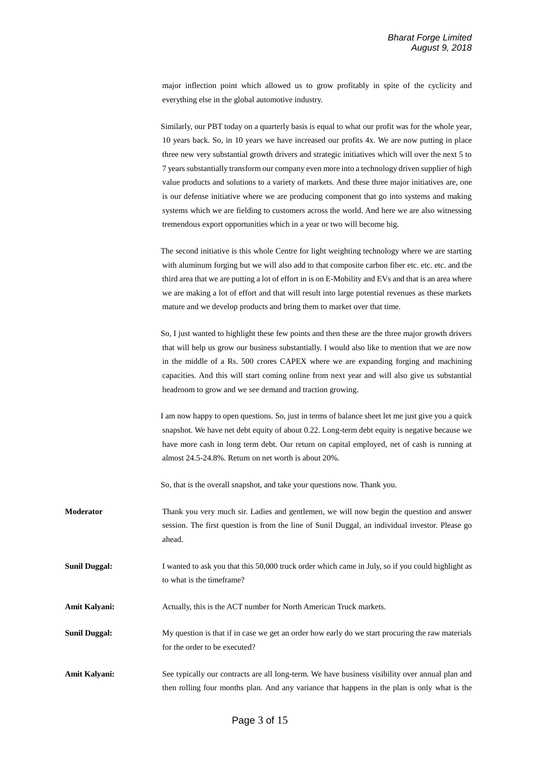major inflection point which allowed us to grow profitably in spite of the cyclicity and everything else in the global automotive industry.

Similarly, our PBT today on a quarterly basis is equal to what our profit was for the whole year, 10 years back. So, in 10 years we have increased our profits 4x. We are now putting in place three new very substantial growth drivers and strategic initiatives which will over the next 5 to 7 years substantially transform our company even more into a technology driven supplier of high value products and solutions to a variety of markets. And these three major initiatives are, one is our defense initiative where we are producing component that go into systems and making systems which we are fielding to customers across the world. And here we are also witnessing tremendous export opportunities which in a year or two will become big.

The second initiative is this whole Centre for light weighting technology where we are starting with aluminum forging but we will also add to that composite carbon fiber etc. etc. etc. and the third area that we are putting a lot of effort in is on E-Mobility and EVs and that is an area where we are making a lot of effort and that will result into large potential revenues as these markets mature and we develop products and bring them to market over that time.

So, I just wanted to highlight these few points and then these are the three major growth drivers that will help us grow our business substantially. I would also like to mention that we are now in the middle of a Rs. 500 crores CAPEX where we are expanding forging and machining capacities. And this will start coming online from next year and will also give us substantial headroom to grow and we see demand and traction growing.

I am now happy to open questions. So, just in terms of balance sheet let me just give you a quick snapshot. We have net debt equity of about 0.22. Long-term debt equity is negative because we have more cash in long term debt. Our return on capital employed, net of cash is running at almost 24.5-24.8%. Return on net worth is about 20%.

So, that is the overall snapshot, and take your questions now. Thank you.

**Moderator** Thank you very much sir. Ladies and gentlemen, we will now begin the question and answer session. The first question is from the line of Sunil Duggal, an individual investor. Please go ahead.

**Sunil Duggal:** I wanted to ask you that this 50,000 truck order which came in July, so if you could highlight as to what is the timeframe?

**Amit Kalyani:** Actually, this is the ACT number for North American Truck markets.

**Sunil Duggal:** My question is that if in case we get an order how early do we start procuring the raw materials for the order to be executed?

**Amit Kalyani:** See typically our contracts are all long-term. We have business visibility over annual plan and then rolling four months plan. And any variance that happens in the plan is only what is the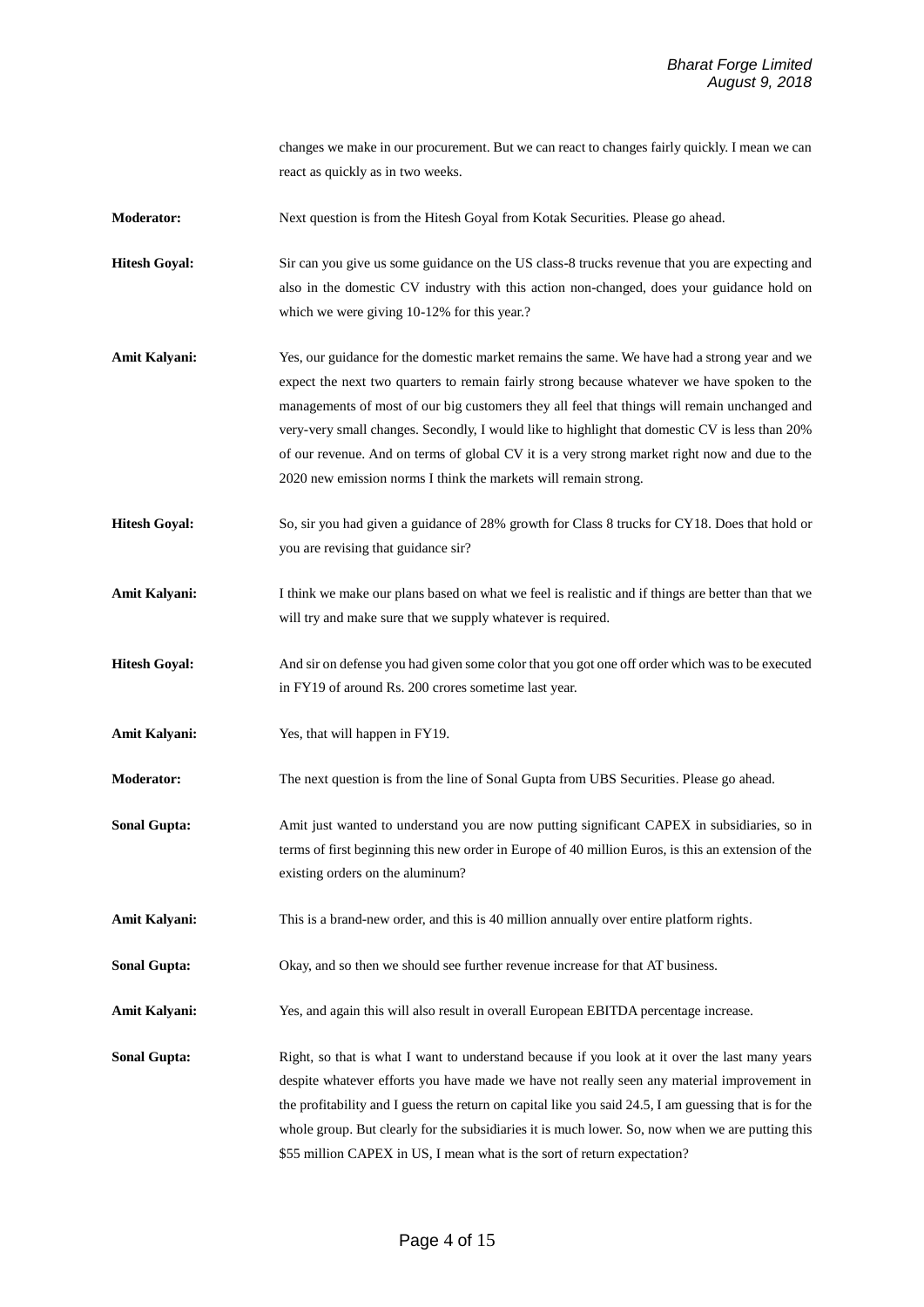changes we make in our procurement. But we can react to changes fairly quickly. I mean we can react as quickly as in two weeks.

**Moderator:** Next question is from the Hitesh Goyal from Kotak Securities. Please go ahead.

**Hitesh Goyal:** Sir can you give us some guidance on the US class-8 trucks revenue that you are expecting and also in the domestic CV industry with this action non-changed, does your guidance hold on which we were giving 10-12% for this year.?

**Amit Kalyani:** Yes, our guidance for the domestic market remains the same. We have had a strong year and we expect the next two quarters to remain fairly strong because whatever we have spoken to the managements of most of our big customers they all feel that things will remain unchanged and very-very small changes. Secondly, I would like to highlight that domestic CV is less than 20% of our revenue. And on terms of global CV it is a very strong market right now and due to the 2020 new emission norms I think the markets will remain strong.

**Hitesh Goyal:** So, sir you had given a guidance of 28% growth for Class 8 trucks for CY18. Does that hold or you are revising that guidance sir?

**Amit Kalyani:** I think we make our plans based on what we feel is realistic and if things are better than that we will try and make sure that we supply whatever is required.

**Hitesh Goyal:** And sir on defense you had given some color that you got one off order which was to be executed in FY19 of around Rs. 200 crores sometime last year.

**Amit Kalyani:** Yes, that will happen in FY19.

**Moderator:** The next question is from the line of Sonal Gupta from UBS Securities. Please go ahead.

**Sonal Gupta:** Amit just wanted to understand you are now putting significant CAPEX in subsidiaries, so in terms of first beginning this new order in Europe of 40 million Euros, is this an extension of the existing orders on the aluminum?

**Amit Kalyani:** This is a brand-new order, and this is 40 million annually over entire platform rights.

**Sonal Gupta:** Okay, and so then we should see further revenue increase for that AT business.

**Amit Kalyani:** Yes, and again this will also result in overall European EBITDA percentage increase.

**Sonal Gupta:** Right, so that is what I want to understand because if you look at it over the last many years despite whatever efforts you have made we have not really seen any material improvement in the profitability and I guess the return on capital like you said 24.5, I am guessing that is for the whole group. But clearly for the subsidiaries it is much lower. So, now when we are putting this $55 million CAPEX in US, I mean what is the sort of return expectation?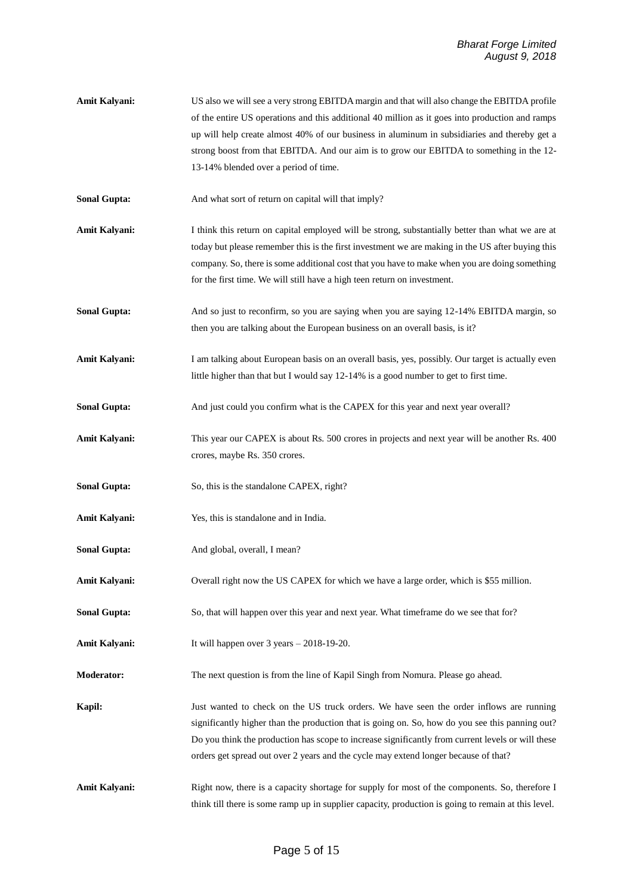**Amit Kalyani:** US also we will see a very strong EBITDA margin and that will also change the EBITDA profile of the entire US operations and this additional 40 million as it goes into production and ramps up will help create almost 40% of our business in aluminum in subsidiaries and thereby get a strong boost from that EBITDA. And our aim is to grow our EBITDA to something in the 12-13-14% blended over a period of time.

**Sonal Gupta:** And what sort of return on capital will that imply?

**Amit Kalyani:** I think this return on capital employed will be strong, substantially better than what we are at today but please remember this is the first investment we are making in the US after buying this company. So, there is some additional cost that you have to make when you are doing something for the first time. We will still have a high teen return on investment.

**Sonal Gupta:** And so just to reconfirm, so you are saying when you are saying 12-14% EBITDA margin, so then you are talking about the European business on an overall basis, is it?

**Amit Kalyani:** I am talking about European basis on an overall basis, yes, possibly. Our target is actually even little higher than that but I would say 12-14% is a good number to get to first time.

**Sonal Gupta:** And just could you confirm what is the CAPEX for this year and next year overall?

**Amit Kalyani:** This year our CAPEX is about Rs. 500 crores in projects and next year will be another Rs. 400 crores, maybe Rs. 350 crores.

**Sonal Gupta:** So, this is the standalone CAPEX, right?

**Amit Kalyani:** Yes, this is standalone and in India.

**Sonal Gupta:** And global, overall, I mean?

**Amit Kalyani:** Overall right now the US CAPEX for which we have a large order, which is $55 million.

**Sonal Gupta:** So, that will happen over this year and next year. What timeframe do we see that for?

**Amit Kalyani:** It will happen over 3 years – 2018-19-20.

**Moderator:** The next question is from the line of Kapil Singh from Nomura. Please go ahead.

**Kapil:** Just wanted to check on the US truck orders. We have seen the order inflows are running significantly higher than the production that is going on. So, how do you see this panning out? Do you think the production has scope to increase significantly from current levels or will these orders get spread out over 2 years and the cycle may extend longer because of that?

**Amit Kalyani:** Right now, there is a capacity shortage for supply for most of the components. So, therefore I think till there is some ramp up in supplier capacity, production is going to remain at this level.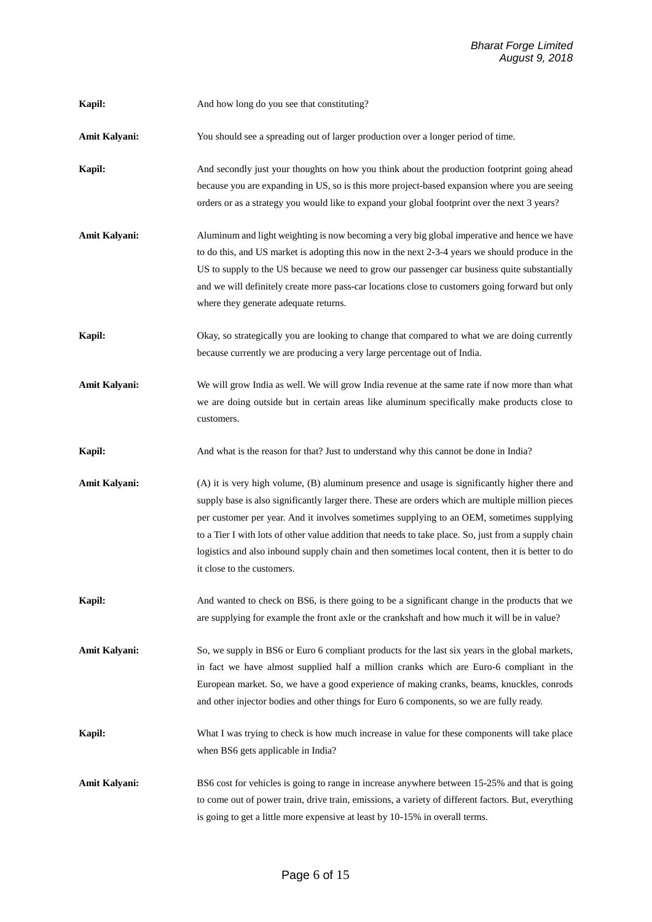**Kapil:** And how long do you see that constituting?

**Amit Kalyani:** You should see a spreading out of larger production over a longer period of time.

**Kapil:** And secondly just your thoughts on how you think about the production footprint going ahead because you are expanding in US, so is this more project-based expansion where you are seeing orders or as a strategy you would like to expand your global footprint over the next 3 years?

**Amit Kalyani:** Aluminum and light weighting is now becoming a very big global imperative and hence we have to do this, and US market is adopting this now in the next 2-3-4 years we should produce in the US to supply to the US because we need to grow our passenger car business quite substantially and we will definitely create more pass-car locations close to customers going forward but only where they generate adequate returns.

**Kapil:** Okay, so strategically you are looking to change that compared to what we are doing currently because currently we are producing a very large percentage out of India.

**Amit Kalyani:** We will grow India as well. We will grow India revenue at the same rate if now more than what we are doing outside but in certain areas like aluminum specifically make products close to customers.

**Kapil:** And what is the reason for that? Just to understand why this cannot be done in India?

**Amit Kalyani:** (A) it is very high volume, (B) aluminum presence and usage is significantly higher there and supply base is also significantly larger there. These are orders which are multiple million pieces per customer per year. And it involves sometimes supplying to an OEM, sometimes supplying to a Tier I with lots of other value addition that needs to take place. So, just from a supply chain logistics and also inbound supply chain and then sometimes local content, then it is better to do it close to the customers.

**Kapil:** And wanted to check on BS6, is there going to be a significant change in the products that we are supplying for example the front axle or the crankshaft and how much it will be in value?

**Amit Kalyani:** So, we supply in BS6 or Euro 6 compliant products for the last six years in the global markets, in fact we have almost supplied half a million cranks which are Euro-6 compliant in the European market. So, we have a good experience of making cranks, beams, knuckles, conrods and other injector bodies and other things for Euro 6 components, so we are fully ready.

**Kapil:** What I was trying to check is how much increase in value for these components will take place when BS6 gets applicable in India?

**Amit Kalyani:** BS6 cost for vehicles is going to range in increase anywhere between 15-25% and that is going to come out of power train, drive train, emissions, a variety of different factors. But, everything is going to get a little more expensive at least by 10-15% in overall terms.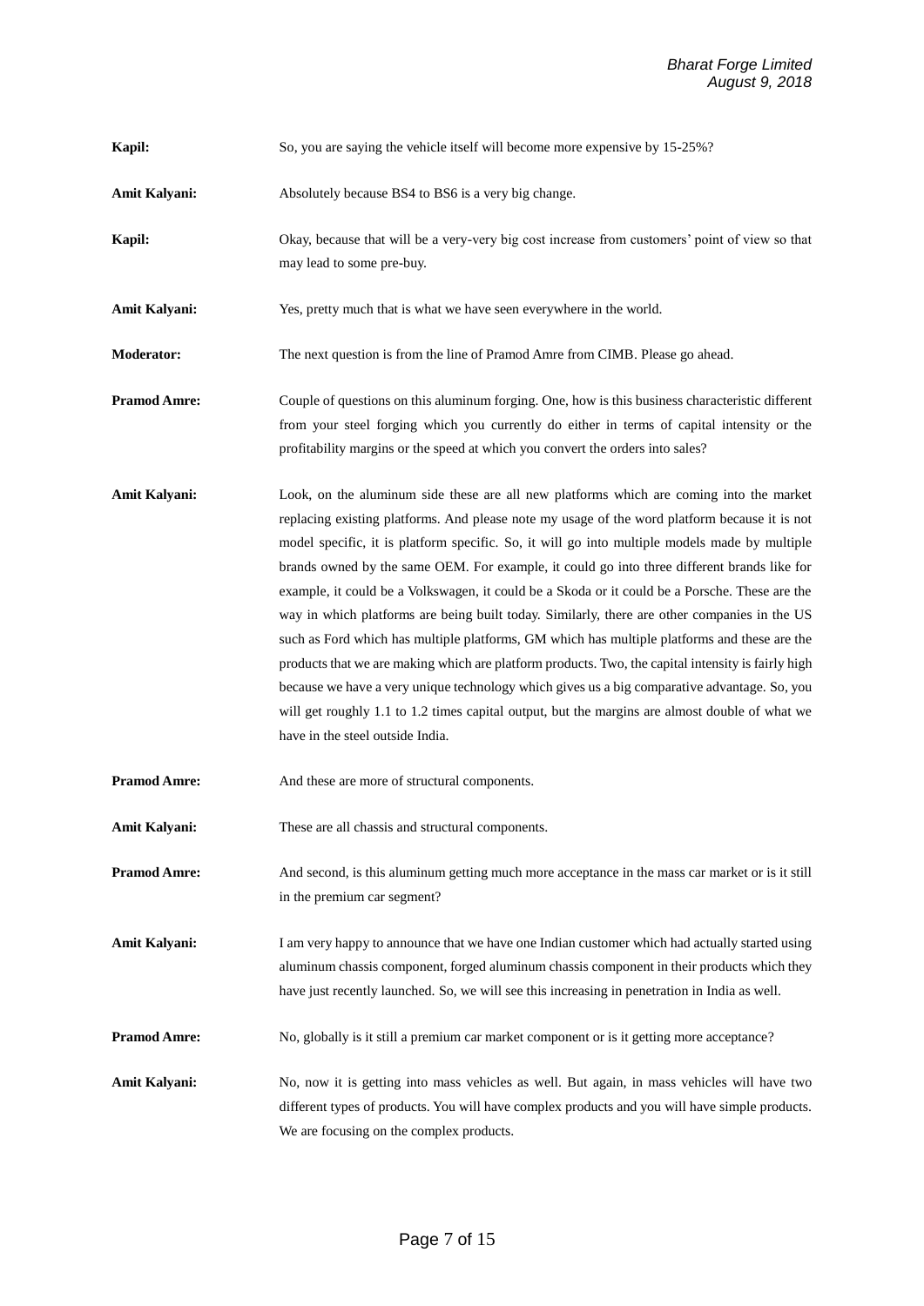**Kapil:** So, you are saying the vehicle itself will become more expensive by 15-25%?

**Amit Kalyani:** Absolutely because BS4 to BS6 is a very big change.

**Kapil:** Okay, because that will be a very-very big cost increase from customers' point of view so that may lead to some pre-buy.

**Amit Kalyani:** Yes, pretty much that is what we have seen everywhere in the world.

**Moderator:** The next question is from the line of Pramod Amre from CIMB. Please go ahead.

**Pramod Amre:** Couple of questions on this aluminum forging. One, how is this business characteristic different from your steel forging which you currently do either in terms of capital intensity or the profitability margins or the speed at which you convert the orders into sales?

**Amit Kalyani:** Look, on the aluminum side these are all new platforms which are coming into the market replacing existing platforms. And please note my usage of the word platform because it is not model specific, it is platform specific. So, it will go into multiple models made by multiple brands owned by the same OEM. For example, it could go into three different brands like for example, it could be a Volkswagen, it could be a Skoda or it could be a Porsche. These are the way in which platforms are being built today. Similarly, there are other companies in the US such as Ford which has multiple platforms, GM which has multiple platforms and these are the products that we are making which are platform products. Two, the capital intensity is fairly high because we have a very unique technology which gives us a big comparative advantage. So, you will get roughly 1.1 to 1.2 times capital output, but the margins are almost double of what we have in the steel outside India.

**Pramod Amre:** And these are more of structural components.

**Amit Kalyani:** These are all chassis and structural components.

**Pramod Amre:** And second, is this aluminum getting much more acceptance in the mass car market or is it still in the premium car segment?

**Amit Kalyani:** I am very happy to announce that we have one Indian customer which had actually started using aluminum chassis component, forged aluminum chassis component in their products which they have just recently launched. So, we will see this increasing in penetration in India as well.

**Pramod Amre:** No, globally is it still a premium car market component or is it getting more acceptance?

**Amit Kalyani:** No, now it is getting into mass vehicles as well. But again, in mass vehicles will have two different types of products. You will have complex products and you will have simple products. We are focusing on the complex products.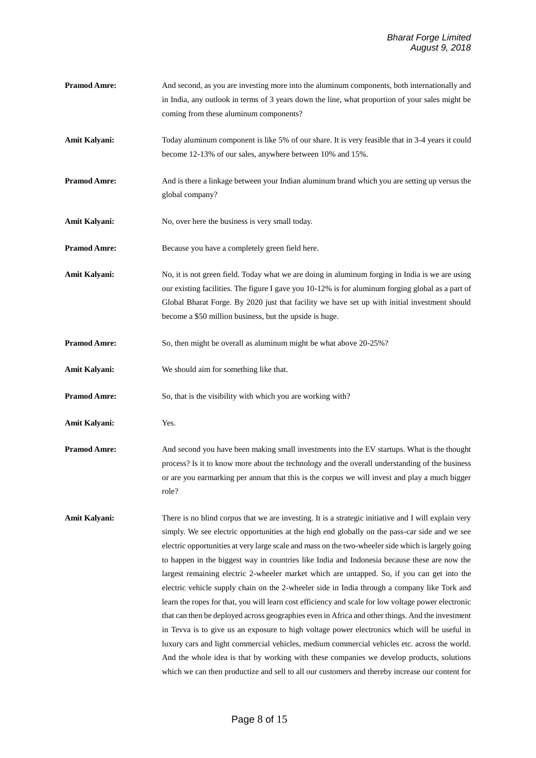**Pramod Amre:** And second, as you are investing more into the aluminum components, both internationally and in India, any outlook in terms of 3 years down the line, what proportion of your sales might be coming from these aluminum components?

**Amit Kalyani:** Today aluminum component is like 5% of our share. It is very feasible that in 3-4 years it could become 12-13% of our sales, anywhere between 10% and 15%.

**Pramod Amre:** And is there a linkage between your Indian aluminum brand which you are setting up versus the global company?

**Amit Kalyani:** No, over here the business is very small today.

**Pramod Amre:** Because you have a completely green field here.

**Amit Kalyani:** No, it is not green field. Today what we are doing in aluminum forging in India is we are using our existing facilities. The figure I gave you 10-12% is for aluminum forging global as a part of Global Bharat Forge. By 2020 just that facility we have set up with initial investment should become a $50 million business, but the upside is huge.

**Pramod Amre:** So, then might be overall as aluminum might be what above 20-25%?

**Amit Kalyani:** We should aim for something like that.

**Pramod Amre:** So, that is the visibility with which you are working with?

**Amit Kalyani:** Yes.

**Pramod Amre:** And second you have been making small investments into the EV startups. What is the thought process? Is it to know more about the technology and the overall understanding of the business or are you earmarking per annum that this is the corpus we will invest and play a much bigger role?

**Amit Kalyani:** There is no blind corpus that we are investing. It is a strategic initiative and I will explain very simply. We see electric opportunities at the high end globally on the pass-car side and we see electric opportunities at very large scale and mass on the two-wheeler side which is largely going to happen in the biggest way in countries like India and Indonesia because these are now the largest remaining electric 2-wheeler market which are untapped. So, if you can get into the electric vehicle supply chain on the 2-wheeler side in India through a company like Tork and learn the ropes for that, you will learn cost efficiency and scale for low voltage power electronic that can then be deployed across geographies even in Africa and other things. And the investment in Tevva is to give us an exposure to high voltage power electronics which will be useful in luxury cars and light commercial vehicles, medium commercial vehicles etc. across the world. And the whole idea is that by working with these companies we develop products, solutions which we can then productize and sell to all our customers and thereby increase our content for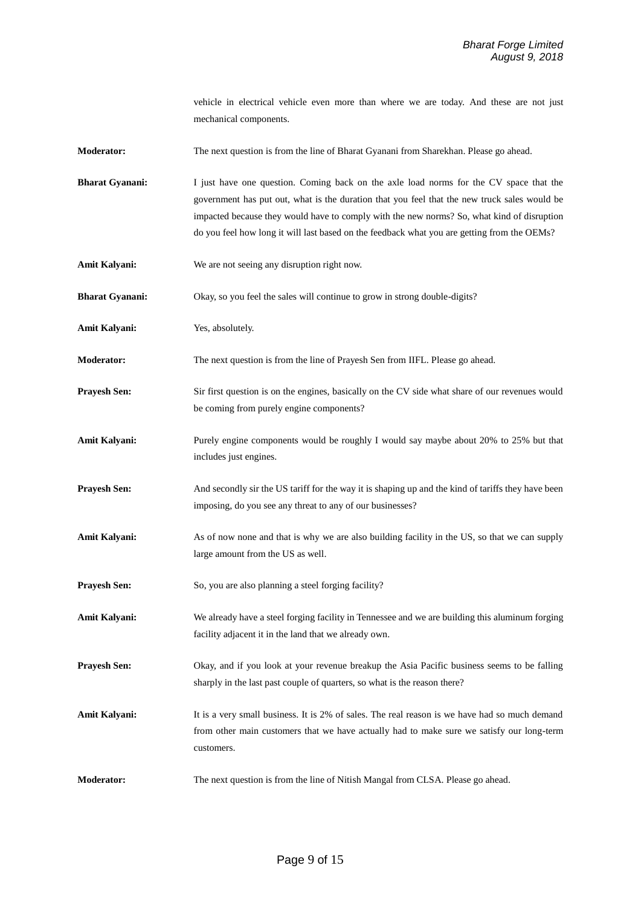vehicle in electrical vehicle even more than where we are today. And these are not just mechanical components.

**Moderator:** The next question is from the line of Bharat Gyanani from Sharekhan. Please go ahead.

**Bharat Gyanani:** I just have one question. Coming back on the axle load norms for the CV space that the government has put out, what is the duration that you feel that the new truck sales would be impacted because they would have to comply with the new norms? So, what kind of disruption do you feel how long it will last based on the feedback what you are getting from the OEMs?

**Amit Kalyani:** We are not seeing any disruption right now.

**Bharat Gyanani:** Okay, so you feel the sales will continue to grow in strong double-digits?

**Amit Kalyani:** Yes, absolutely.

**Moderator:** The next question is from the line of Prayesh Sen from IIFL. Please go ahead.

**Prayesh Sen:** Sir first question is on the engines, basically on the CV side what share of our revenues would be coming from purely engine components?

**Amit Kalyani:** Purely engine components would be roughly I would say maybe about 20% to 25% but that includes just engines.

**Prayesh Sen:** And secondly sir the US tariff for the way it is shaping up and the kind of tariffs they have been imposing, do you see any threat to any of our businesses?

**Amit Kalyani:** As of now none and that is why we are also building facility in the US, so that we can supply large amount from the US as well.

**Prayesh Sen:** So, you are also planning a steel forging facility?

**Amit Kalyani:** We already have a steel forging facility in Tennessee and we are building this aluminum forging facility adjacent it in the land that we already own.

**Prayesh Sen:** Okay, and if you look at your revenue breakup the Asia Pacific business seems to be falling sharply in the last past couple of quarters, so what is the reason there?

**Amit Kalyani:** It is a very small business. It is 2% of sales. The real reason is we have had so much demand from other main customers that we have actually had to make sure we satisfy our long-term customers.

**Moderator:** The next question is from the line of Nitish Mangal from CLSA. Please go ahead.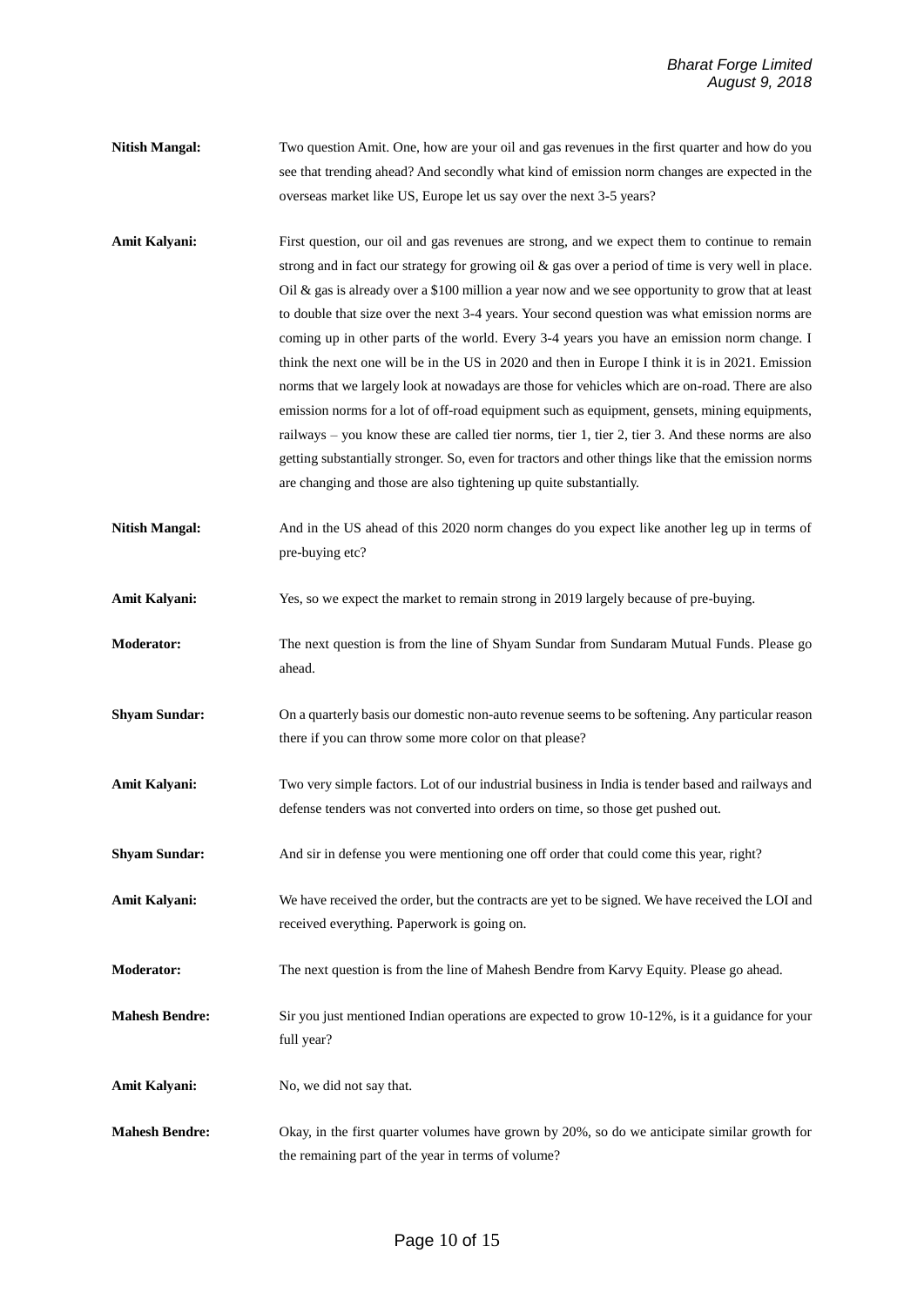**Nitish Mangal:** Two question Amit. One, how are your oil and gas revenues in the first quarter and how do you see that trending ahead? And secondly what kind of emission norm changes are expected in the overseas market like US, Europe let us say over the next 3-5 years?

**Amit Kalyani:** First question, our oil and gas revenues are strong, and we expect them to continue to remain strong and in fact our strategy for growing oil & gas over a period of time is very well in place. Oil & gas is already over a $100 million a year now and we see opportunity to grow that at least to double that size over the next 3-4 years. Your second question was what emission norms are coming up in other parts of the world. Every 3-4 years you have an emission norm change. I think the next one will be in the US in 2020 and then in Europe I think it is in 2021. Emission norms that we largely look at nowadays are those for vehicles which are on-road. There are also emission norms for a lot of off-road equipment such as equipment, gensets, mining equipments, railways – you know these are called tier norms, tier 1, tier 2, tier 3. And these norms are also getting substantially stronger. So, even for tractors and other things like that the emission norms are changing and those are also tightening up quite substantially.

**Nitish Mangal:** And in the US ahead of this 2020 norm changes do you expect like another leg up in terms of pre-buying etc?

**Amit Kalyani:** Yes, so we expect the market to remain strong in 2019 largely because of pre-buying.

**Moderator:** The next question is from the line of Shyam Sundar from Sundaram Mutual Funds. Please go ahead.

**Shyam Sundar:** On a quarterly basis our domestic non-auto revenue seems to be softening. Any particular reason there if you can throw some more color on that please?

**Amit Kalyani:** Two very simple factors. Lot of our industrial business in India is tender based and railways and defense tenders was not converted into orders on time, so those get pushed out.

**Shyam Sundar:** And sir in defense you were mentioning one off order that could come this year, right?

**Amit Kalyani:** We have received the order, but the contracts are yet to be signed. We have received the LOI and received everything. Paperwork is going on.

**Moderator:** The next question is from the line of Mahesh Bendre from Karvy Equity. Please go ahead.

**Mahesh Bendre:** Sir you just mentioned Indian operations are expected to grow 10-12%, is it a guidance for your full year?

**Amit Kalyani:** No, we did not say that.

**Mahesh Bendre:** Okay, in the first quarter volumes have grown by 20%, so do we anticipate similar growth for the remaining part of the year in terms of volume?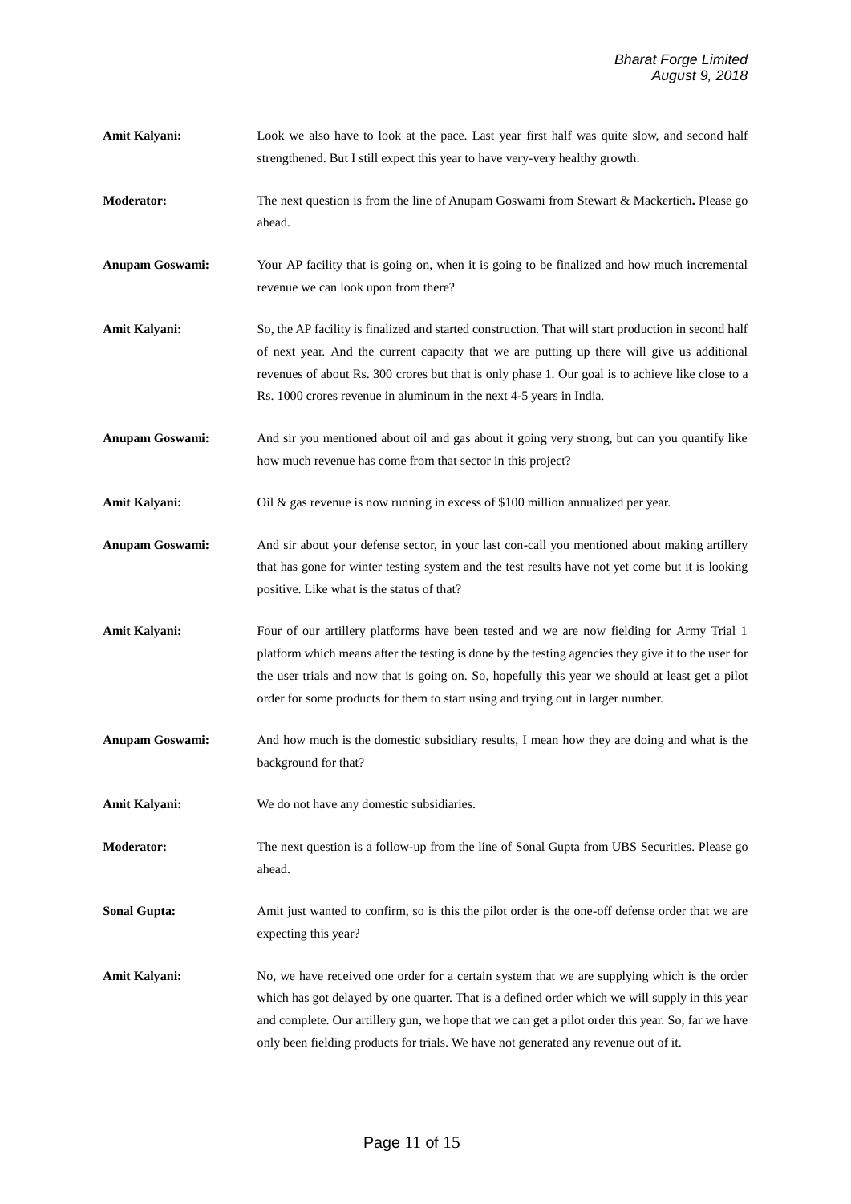**Amit Kalyani:** Look we also have to look at the pace. Last year first half was quite slow, and second half strengthened. But I still expect this year to have very-very healthy growth.

**Moderator:** The next question is from the line of Anupam Goswami from Stewart & Mackertich**.** Please go ahead.

**Anupam Goswami:** Your AP facility that is going on, when it is going to be finalized and how much incremental revenue we can look upon from there?

**Amit Kalyani:** So, the AP facility is finalized and started construction. That will start production in second half of next year. And the current capacity that we are putting up there will give us additional revenues of about Rs. 300 crores but that is only phase 1. Our goal is to achieve like close to a Rs. 1000 crores revenue in aluminum in the next 4-5 years in India.

**Anupam Goswami:** And sir you mentioned about oil and gas about it going very strong, but can you quantify like how much revenue has come from that sector in this project?

**Amit Kalyani:** Oil & gas revenue is now running in excess of $100 million annualized per year.

**Anupam Goswami:** And sir about your defense sector, in your last con-call you mentioned about making artillery that has gone for winter testing system and the test results have not yet come but it is looking positive. Like what is the status of that?

**Amit Kalyani:** Four of our artillery platforms have been tested and we are now fielding for Army Trial 1 platform which means after the testing is done by the testing agencies they give it to the user for the user trials and now that is going on. So, hopefully this year we should at least get a pilot order for some products for them to start using and trying out in larger number.

**Anupam Goswami:** And how much is the domestic subsidiary results, I mean how they are doing and what is the background for that?

**Amit Kalyani:** We do not have any domestic subsidiaries.

**Moderator:** The next question is a follow-up from the line of Sonal Gupta from UBS Securities. Please go ahead.

**Sonal Gupta:** Amit just wanted to confirm, so is this the pilot order is the one-off defense order that we are expecting this year?

**Amit Kalyani:** No, we have received one order for a certain system that we are supplying which is the order which has got delayed by one quarter. That is a defined order which we will supply in this year and complete. Our artillery gun, we hope that we can get a pilot order this year. So, far we have only been fielding products for trials. We have not generated any revenue out of it.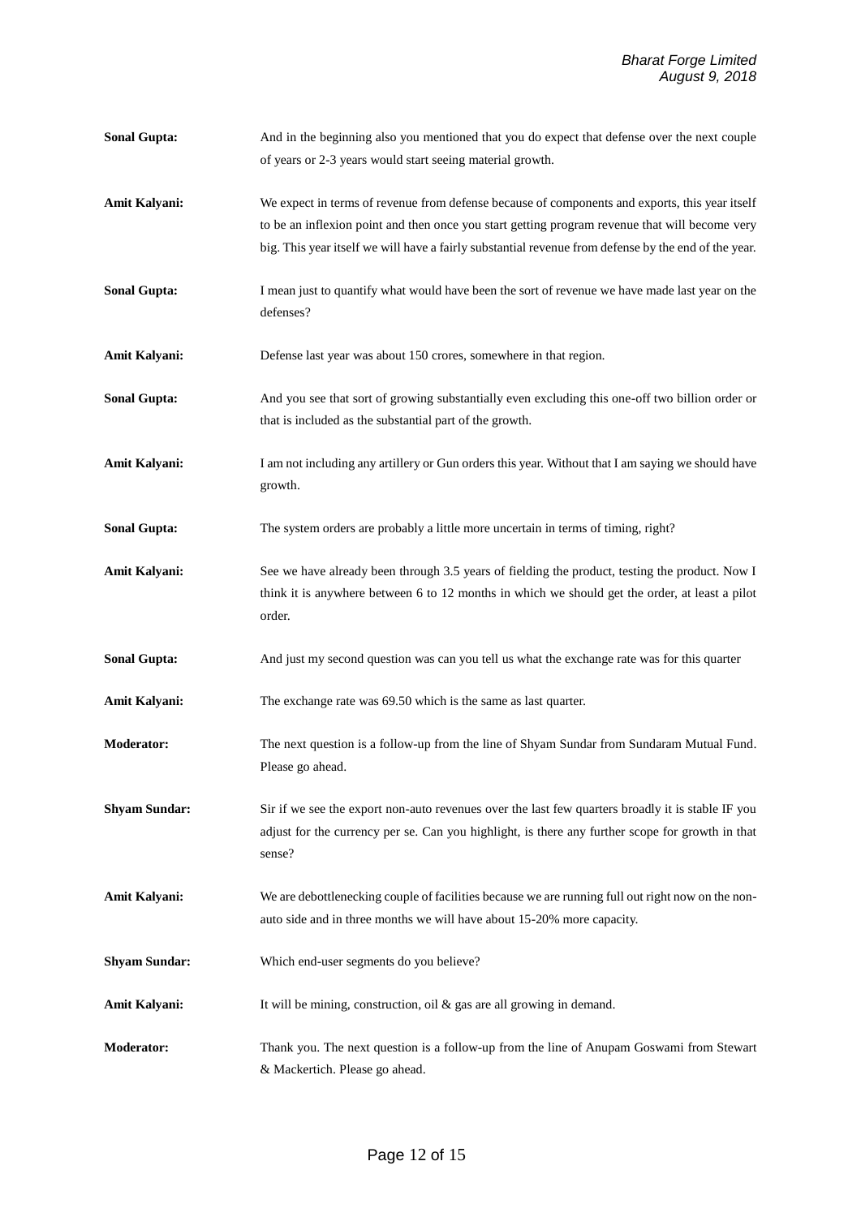**Sonal Gupta:** And in the beginning also you mentioned that you do expect that defense over the next couple of years or 2-3 years would start seeing material growth.

**Amit Kalyani:** We expect in terms of revenue from defense because of components and exports, this year itself to be an inflexion point and then once you start getting program revenue that will become very big. This year itself we will have a fairly substantial revenue from defense by the end of the year.

**Sonal Gupta:** I mean just to quantify what would have been the sort of revenue we have made last year on the defenses?

**Amit Kalyani:** Defense last year was about 150 crores, somewhere in that region.

**Sonal Gupta:** And you see that sort of growing substantially even excluding this one-off two billion order or that is included as the substantial part of the growth.

**Amit Kalyani:** I am not including any artillery or Gun orders this year. Without that I am saying we should have growth.

**Sonal Gupta:** The system orders are probably a little more uncertain in terms of timing, right?

**Amit Kalyani:** See we have already been through 3.5 years of fielding the product, testing the product. Now I think it is anywhere between 6 to 12 months in which we should get the order, at least a pilot order.

**Sonal Gupta:** And just my second question was can you tell us what the exchange rate was for this quarter

**Amit Kalyani:** The exchange rate was 69.50 which is the same as last quarter.

**Moderator:** The next question is a follow-up from the line of Shyam Sundar from Sundaram Mutual Fund. Please go ahead.

**Shyam Sundar:** Sir if we see the export non-auto revenues over the last few quarters broadly it is stable IF you adjust for the currency per se. Can you highlight, is there any further scope for growth in that sense?

**Amit Kalyani:** We are debottlenecking couple of facilities because we are running full out right now on the non-auto side and in three months we will have about 15-20% more capacity.

**Shyam Sundar:** Which end-user segments do you believe?

**Amit Kalyani:** It will be mining, construction, oil & gas are all growing in demand.

**Moderator:** Thank you. The next question is a follow-up from the line of Anupam Goswami from Stewart & Mackertich. Please go ahead.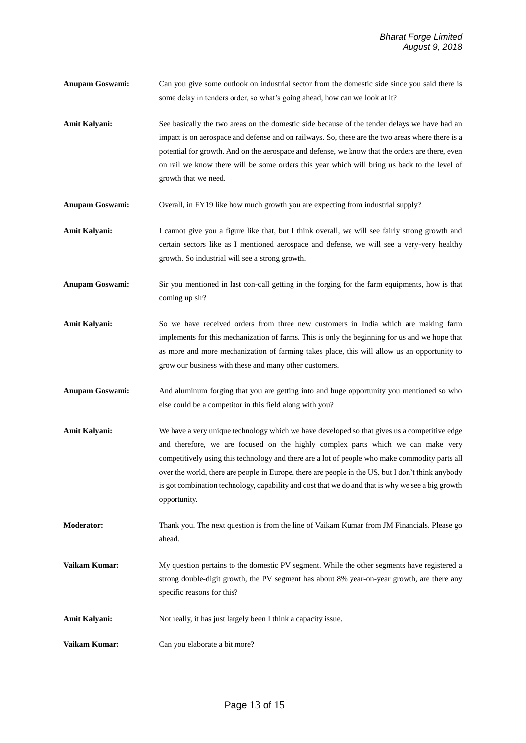**Anupam Goswami:** Can you give some outlook on industrial sector from the domestic side since you said there is some delay in tenders order, so what's going ahead, how can we look at it?

**Amit Kalyani:** See basically the two areas on the domestic side because of the tender delays we have had an impact is on aerospace and defense and on railways. So, these are the two areas where there is a potential for growth. And on the aerospace and defense, we know that the orders are there, even on rail we know there will be some orders this year which will bring us back to the level of growth that we need.

**Anupam Goswami:** Overall, in FY19 like how much growth you are expecting from industrial supply?

**Amit Kalyani:** I cannot give you a figure like that, but I think overall, we will see fairly strong growth and certain sectors like as I mentioned aerospace and defense, we will see a very-very healthy growth. So industrial will see a strong growth.

**Anupam Goswami:** Sir you mentioned in last con-call getting in the forging for the farm equipments, how is that coming up sir?

**Amit Kalyani:** So we have received orders from three new customers in India which are making farm implements for this mechanization of farms. This is only the beginning for us and we hope that as more and more mechanization of farming takes place, this will allow us an opportunity to grow our business with these and many other customers.

**Anupam Goswami:** And aluminum forging that you are getting into and huge opportunity you mentioned so who else could be a competitor in this field along with you?

**Amit Kalyani:** We have a very unique technology which we have developed so that gives us a competitive edge and therefore, we are focused on the highly complex parts which we can make very competitively using this technology and there are a lot of people who make commodity parts all over the world, there are people in Europe, there are people in the US, but I don't think anybody is got combination technology, capability and cost that we do and that is why we see a big growth opportunity.

**Moderator:** Thank you. The next question is from the line of Vaikam Kumar from JM Financials. Please go ahead.

**Vaikam Kumar:** My question pertains to the domestic PV segment. While the other segments have registered a strong double-digit growth, the PV segment has about 8% year-on-year growth, are there any specific reasons for this?

**Amit Kalyani:** Not really, it has just largely been I think a capacity issue.

**Vaikam Kumar:** Can you elaborate a bit more?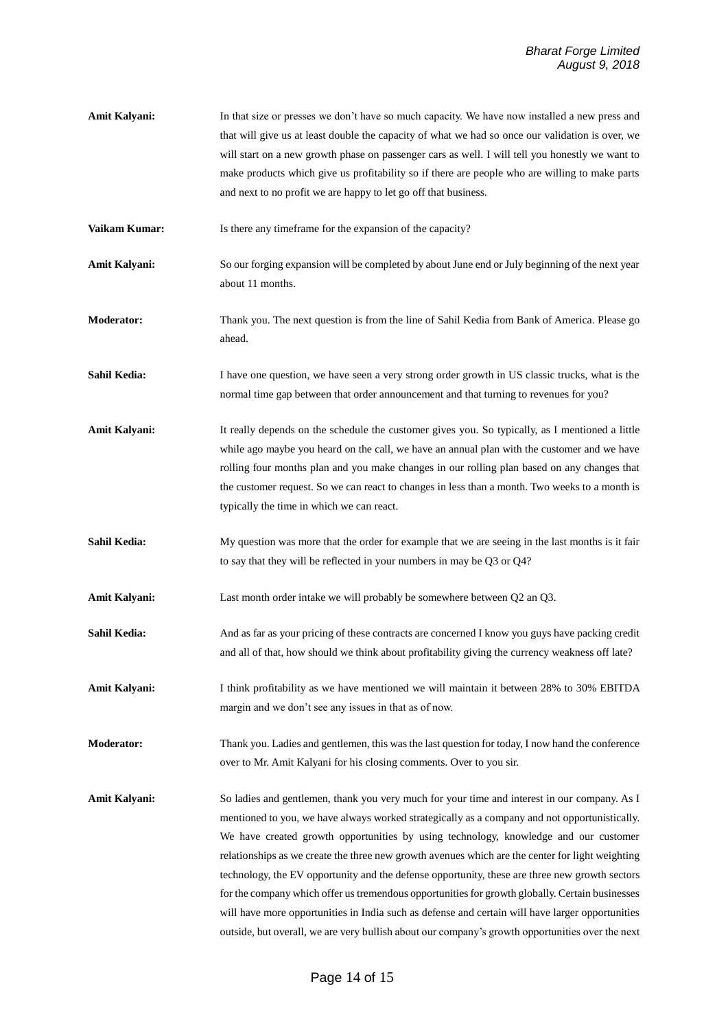**Amit Kalyani:** In that size or presses we don't have so much capacity. We have now installed a new press and that will give us at least double the capacity of what we had so once our validation is over, we will start on a new growth phase on passenger cars as well. I will tell you honestly we want to make products which give us profitability so if there are people who are willing to make parts and next to no profit we are happy to let go off that business.

**Vaikam Kumar:** Is there any timeframe for the expansion of the capacity?

**Amit Kalyani:** So our forging expansion will be completed by about June end or July beginning of the next year about 11 months.

**Moderator:** Thank you. The next question is from the line of Sahil Kedia from Bank of America. Please go ahead.

**Sahil Kedia:** I have one question, we have seen a very strong order growth in US classic trucks, what is the normal time gap between that order announcement and that turning to revenues for you?

**Amit Kalyani:** It really depends on the schedule the customer gives you. So typically, as I mentioned a little while ago maybe you heard on the call, we have an annual plan with the customer and we have rolling four months plan and you make changes in our rolling plan based on any changes that the customer request. So we can react to changes in less than a month. Two weeks to a month is typically the time in which we can react.

**Sahil Kedia:** My question was more that the order for example that we are seeing in the last months is it fair to say that they will be reflected in your numbers in may be Q3 or Q4?

**Amit Kalyani:** Last month order intake we will probably be somewhere between Q2 an Q3.

**Sahil Kedia:** And as far as your pricing of these contracts are concerned I know you guys have packing credit and all of that, how should we think about profitability giving the currency weakness off late?

**Amit Kalyani:** I think profitability as we have mentioned we will maintain it between 28% to 30% EBITDA margin and we don't see any issues in that as of now.

**Moderator:** Thank you. Ladies and gentlemen, this was the last question for today, I now hand the conference over to Mr. Amit Kalyani for his closing comments. Over to you sir.

**Amit Kalyani:** So ladies and gentlemen, thank you very much for your time and interest in our company. As I mentioned to you, we have always worked strategically as a company and not opportunistically. We have created growth opportunities by using technology, knowledge and our customer relationships as we create the three new growth avenues which are the center for light weighting technology, the EV opportunity and the defense opportunity, these are three new growth sectors for the company which offer us tremendous opportunities for growth globally. Certain businesses will have more opportunities in India such as defense and certain will have larger opportunities outside, but overall, we are very bullish about our company's growth opportunities over the next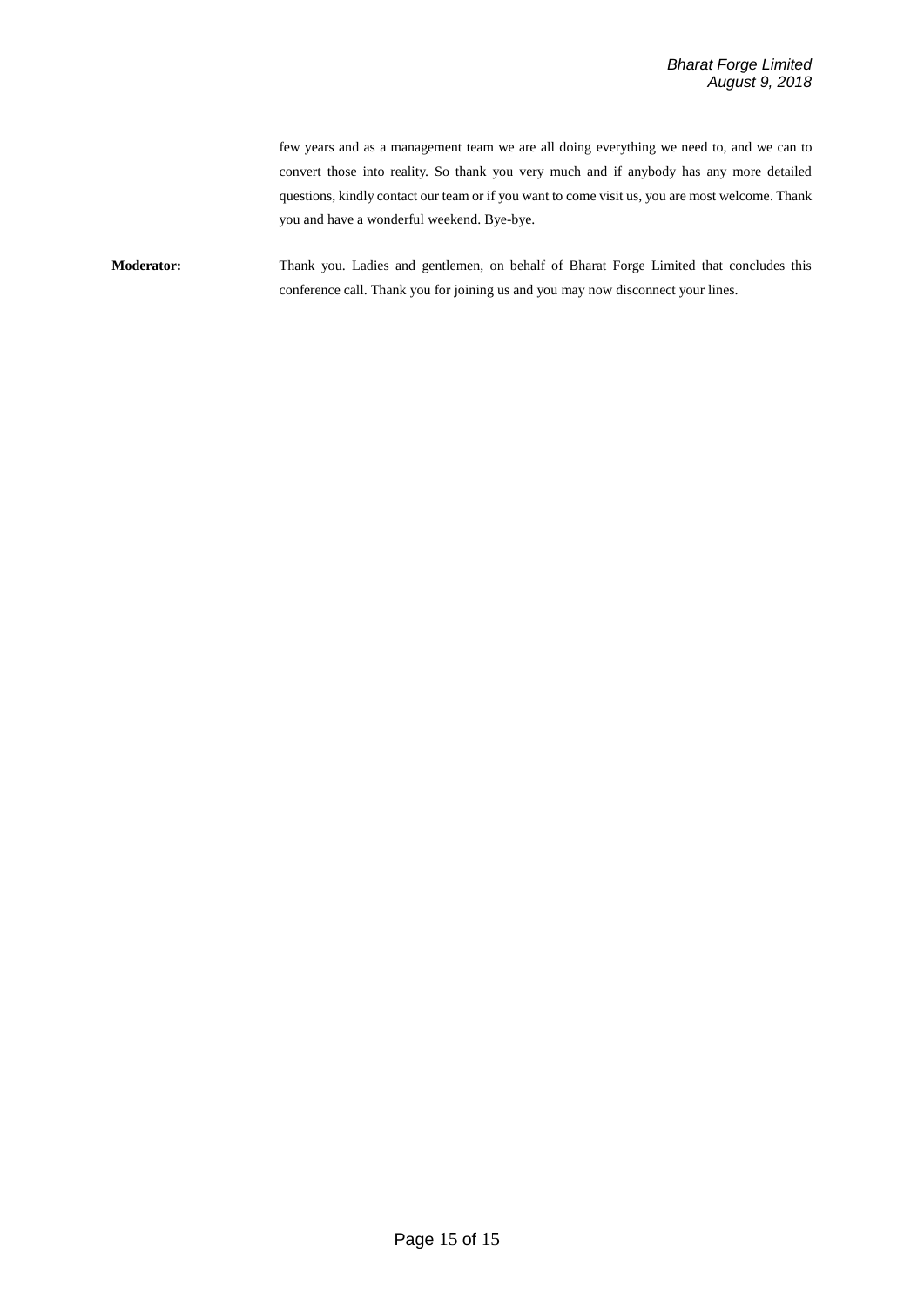few years and as a management team we are all doing everything we need to, and we can to convert those into reality. So thank you very much and if anybody has any more detailed questions, kindly contact our team or if you want to come visit us, you are most welcome. Thank you and have a wonderful weekend. Bye-bye.

**Moderator:** Thank you. Ladies and gentlemen, on behalf of Bharat Forge Limited that concludes this conference call. Thank you for joining us and you may now disconnect your lines.